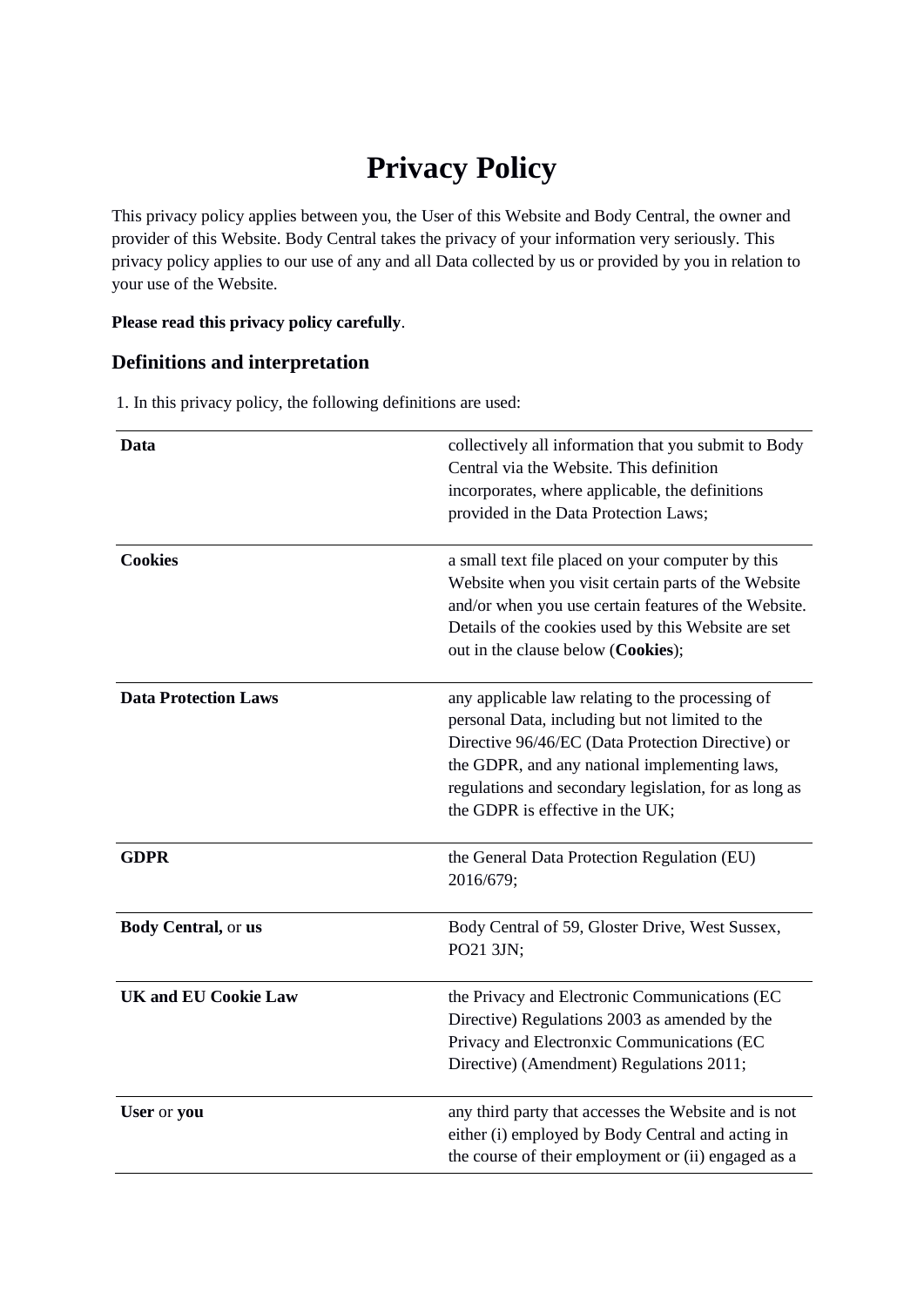# Privacy Policy

This privacy policy applies between you, the User of this Website and Body Central, the owner and provider of this Website. Body Central takes the privacy of your information very seriously. This privacy policy applies to our use of any and all Data collected by us or provided by you in relation to your use of the Website.

**Please read this privacy policy carefully**.

## Definitions and interpretation

1. In this privacy policy, the following definitions are used:

| | |
|---|---|
| **Data** | collectively all information that you submit to Body Central via the Website. This definition incorporates, where applicable, the definitions provided in the Data Protection Laws; |
| **Cookies** | a small text file placed on your computer by this Website when you visit certain parts of the Website and/or when you use certain features of the Website. Details of the cookies used by this Website are set out in the clause below (**Cookies**); |
| **Data Protection Laws** | any applicable law relating to the processing of personal Data, including but not limited to the Directive 96/46/EC (Data Protection Directive) or the GDPR, and any national implementing laws, regulations and secondary legislation, for as long as the GDPR is effective in the UK; |
| **GDPR** | the General Data Protection Regulation (EU) 2016/679; |
| **Body Central,** or **us** | Body Central of 59, Gloster Drive, West Sussex, PO21 3JN; |
| **UK and EU Cookie Law** | the Privacy and Electronic Communications (EC Directive) Regulations 2003 as amended by the Privacy and Electronxic Communications (EC Directive) (Amendment) Regulations 2011; |
| **User** or **you** | any third party that accesses the Website and is not either (i) employed by Body Central and acting in the course of their employment or (ii) engaged as a |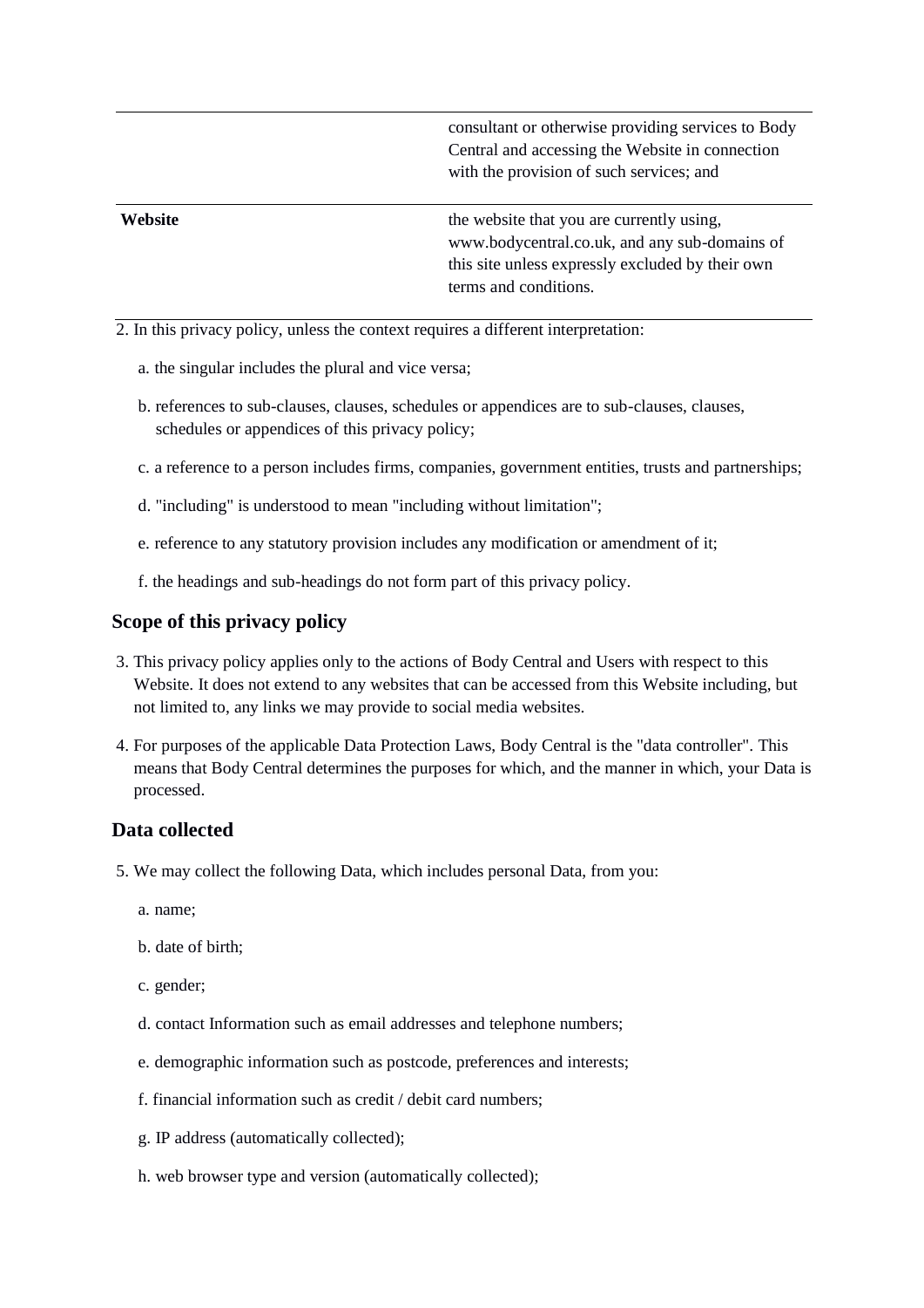| | |
|---|---|
| | consultant or otherwise providing services to Body Central and accessing the Website in connection with the provision of such services; and |
| **Website** | the website that you are currently using, www.bodycentral.co.uk, and any sub-domains of this site unless expressly excluded by their own terms and conditions. |

2. In this privacy policy, unless the context requires a different interpretation:

   a. the singular includes the plural and vice versa;

   b. references to sub-clauses, clauses, schedules or appendices are to sub-clauses, clauses, schedules or appendices of this privacy policy;

   c. a reference to a person includes firms, companies, government entities, trusts and partnerships;

   d. "including" is understood to mean "including without limitation";

   e. reference to any statutory provision includes any modification or amendment of it;

   f. the headings and sub-headings do not form part of this privacy policy.

## Scope of this privacy policy

3. This privacy policy applies only to the actions of Body Central and Users with respect to this Website. It does not extend to any websites that can be accessed from this Website including, but not limited to, any links we may provide to social media websites.

4. For purposes of the applicable Data Protection Laws, Body Central is the "data controller". This means that Body Central determines the purposes for which, and the manner in which, your Data is processed.

## Data collected

5. We may collect the following Data, which includes personal Data, from you:

   a. name;

   b. date of birth;

   c. gender;

   d. contact Information such as email addresses and telephone numbers;

   e. demographic information such as postcode, preferences and interests;

   f. financial information such as credit / debit card numbers;

   g. IP address (automatically collected);

   h. web browser type and version (automatically collected);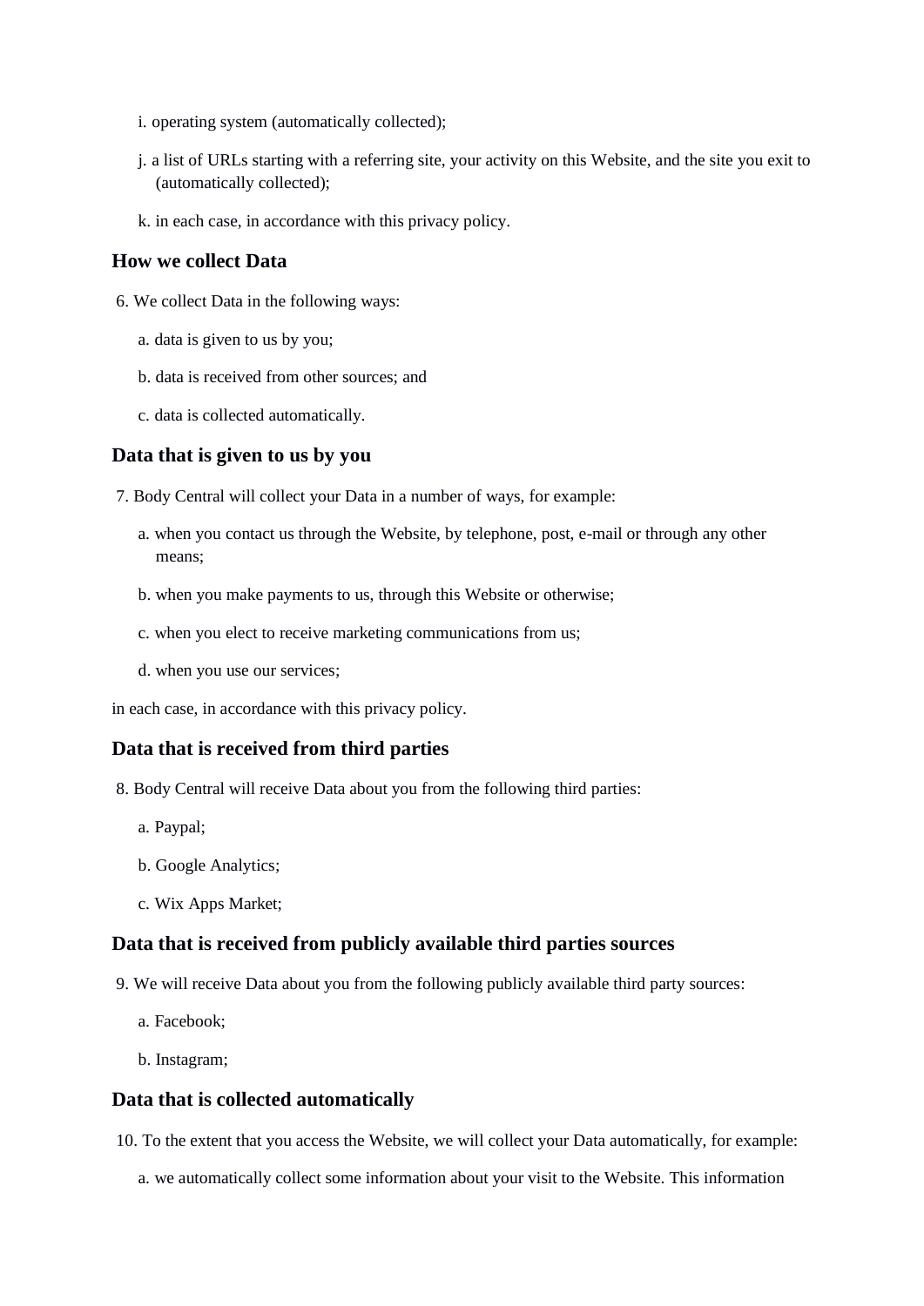i. operating system (automatically collected);

j. a list of URLs starting with a referring site, your activity on this Website, and the site you exit to (automatically collected);

k. in each case, in accordance with this privacy policy.

### How we collect Data

6. We collect Data in the following ways:

   a. data is given to us by you;

   b. data is received from other sources; and

   c. data is collected automatically.

### Data that is given to us by you

7. Body Central will collect your Data in a number of ways, for example:

   a. when you contact us through the Website, by telephone, post, e-mail or through any other means;

   b. when you make payments to us, through this Website or otherwise;

   c. when you elect to receive marketing communications from us;

   d. when you use our services;

in each case, in accordance with this privacy policy.

### Data that is received from third parties

8. Body Central will receive Data about you from the following third parties:

   a. Paypal;

   b. Google Analytics;

   c. Wix Apps Market;

### Data that is received from publicly available third parties sources

9. We will receive Data about you from the following publicly available third party sources:

   a. Facebook;

   b. Instagram;

### Data that is collected automatically

10. To the extent that you access the Website, we will collect your Data automatically, for example:

    a. we automatically collect some information about your visit to the Website. This information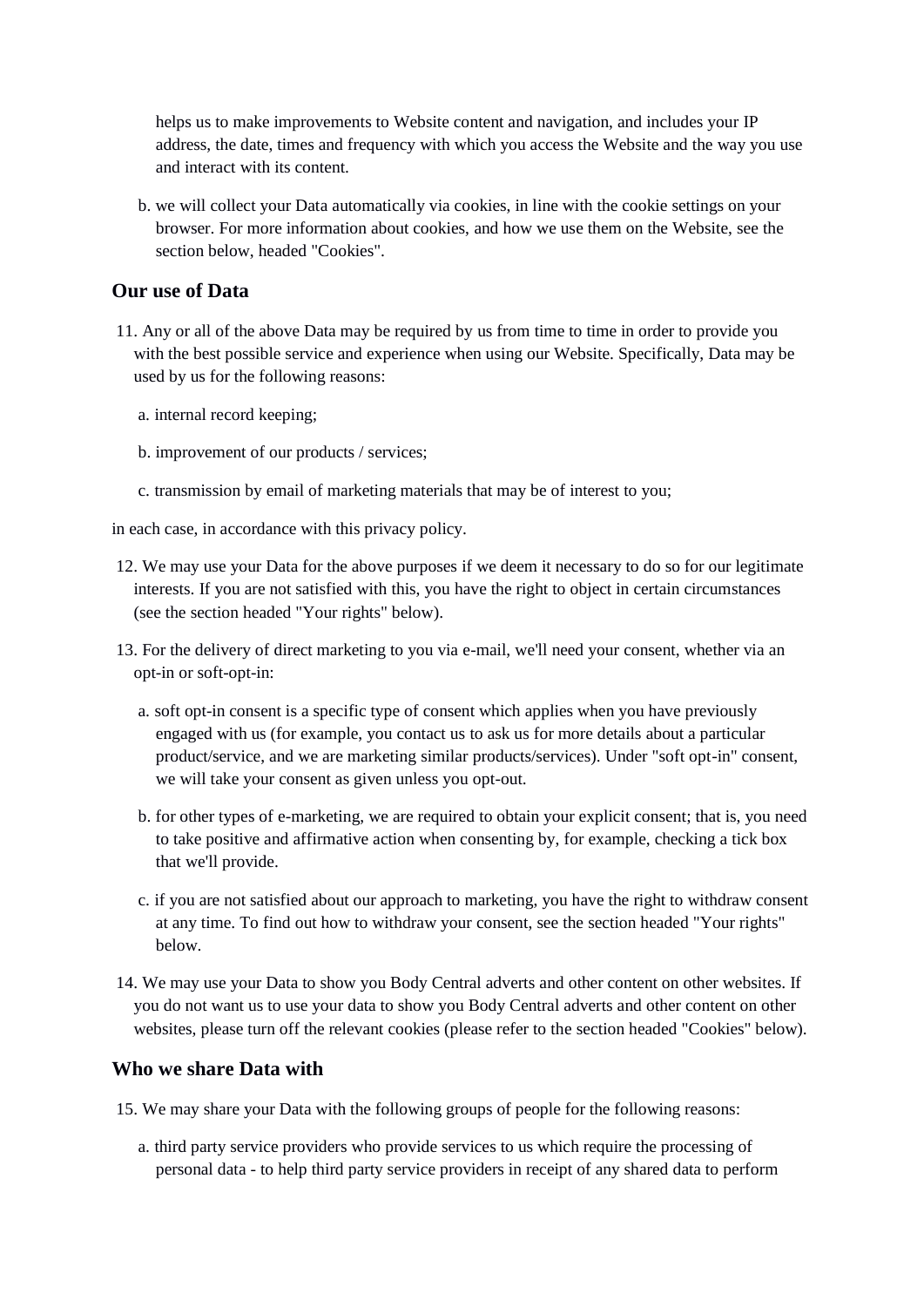helps us to make improvements to Website content and navigation, and includes your IP address, the date, times and frequency with which you access the Website and the way you use and interact with its content.

b. we will collect your Data automatically via cookies, in line with the cookie settings on your browser. For more information about cookies, and how we use them on the Website, see the section below, headed "Cookies".

## Our use of Data

11. Any or all of the above Data may be required by us from time to time in order to provide you with the best possible service and experience when using our Website. Specifically, Data may be used by us for the following reasons:

    a. internal record keeping;

    b. improvement of our products / services;

    c. transmission by email of marketing materials that may be of interest to you;

in each case, in accordance with this privacy policy.

12. We may use your Data for the above purposes if we deem it necessary to do so for our legitimate interests. If you are not satisfied with this, you have the right to object in certain circumstances (see the section headed "Your rights" below).

13. For the delivery of direct marketing to you via e-mail, we'll need your consent, whether via an opt-in or soft-opt-in:

    a. soft opt-in consent is a specific type of consent which applies when you have previously engaged with us (for example, you contact us to ask us for more details about a particular product/service, and we are marketing similar products/services). Under "soft opt-in" consent, we will take your consent as given unless you opt-out.

    b. for other types of e-marketing, we are required to obtain your explicit consent; that is, you need to take positive and affirmative action when consenting by, for example, checking a tick box that we'll provide.

    c. if you are not satisfied about our approach to marketing, you have the right to withdraw consent at any time. To find out how to withdraw your consent, see the section headed "Your rights" below.

14. We may use your Data to show you Body Central adverts and other content on other websites. If you do not want us to use your data to show you Body Central adverts and other content on other websites, please turn off the relevant cookies (please refer to the section headed "Cookies" below).

## Who we share Data with

15. We may share your Data with the following groups of people for the following reasons:

    a. third party service providers who provide services to us which require the processing of personal data - to help third party service providers in receipt of any shared data to perform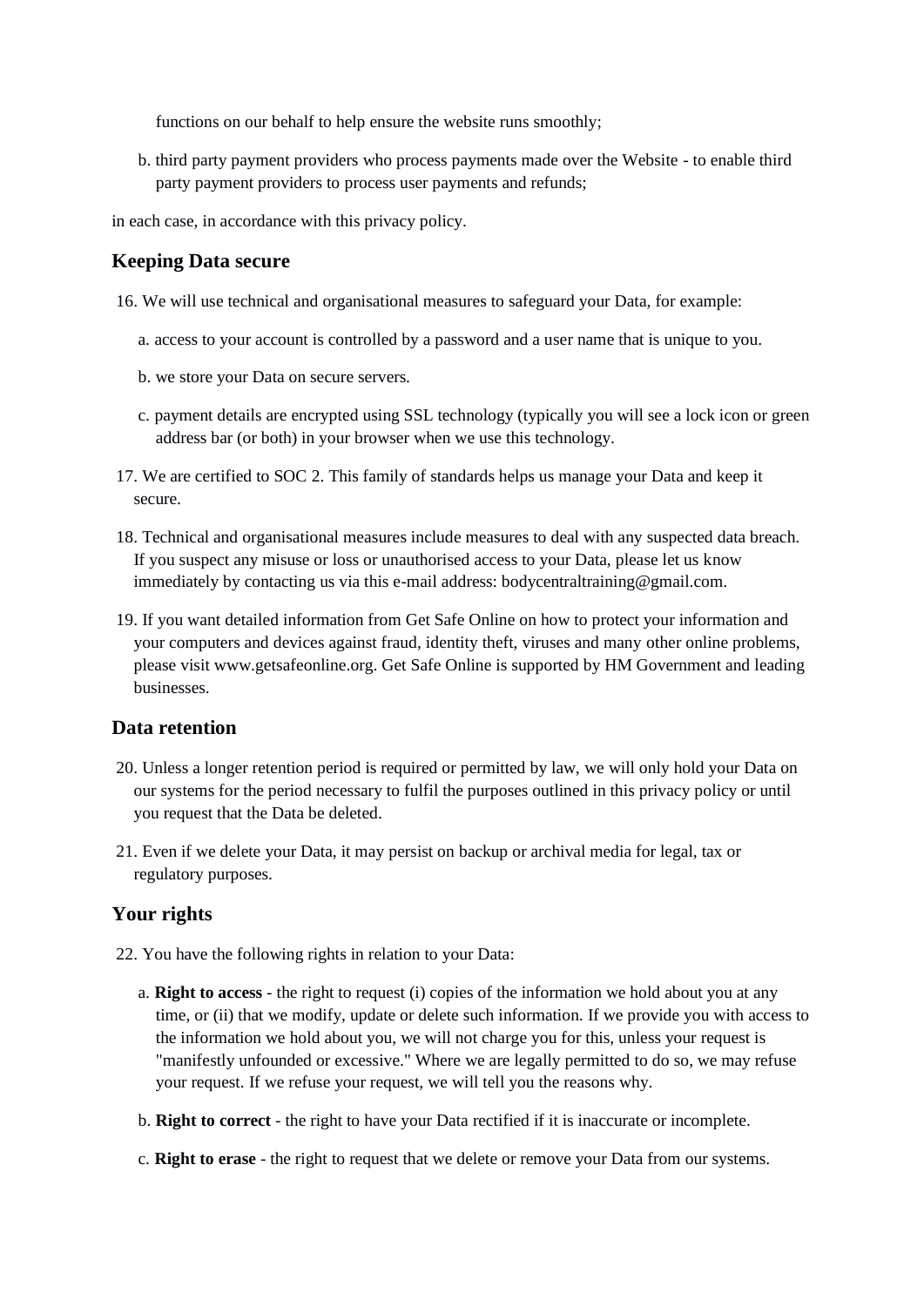functions on our behalf to help ensure the website runs smoothly;

b. third party payment providers who process payments made over the Website - to enable third party payment providers to process user payments and refunds;

in each case, in accordance with this privacy policy.

## Keeping Data secure

16. We will use technical and organisational measures to safeguard your Data, for example:

    a. access to your account is controlled by a password and a user name that is unique to you.

    b. we store your Data on secure servers.

    c. payment details are encrypted using SSL technology (typically you will see a lock icon or green address bar (or both) in your browser when we use this technology.

17. We are certified to SOC 2. This family of standards helps us manage your Data and keep it secure.

18. Technical and organisational measures include measures to deal with any suspected data breach. If you suspect any misuse or loss or unauthorised access to your Data, please let us know immediately by contacting us via this e-mail address: bodycentraltraining@gmail.com.

19. If you want detailed information from Get Safe Online on how to protect your information and your computers and devices against fraud, identity theft, viruses and many other online problems, please visit www.getsafeonline.org. Get Safe Online is supported by HM Government and leading businesses.

## Data retention

20. Unless a longer retention period is required or permitted by law, we will only hold your Data on our systems for the period necessary to fulfil the purposes outlined in this privacy policy or until you request that the Data be deleted.

21. Even if we delete your Data, it may persist on backup or archival media for legal, tax or regulatory purposes.

## Your rights

22. You have the following rights in relation to your Data:

    a. **Right to access** - the right to request (i) copies of the information we hold about you at any time, or (ii) that we modify, update or delete such information. If we provide you with access to the information we hold about you, we will not charge you for this, unless your request is "manifestly unfounded or excessive." Where we are legally permitted to do so, we may refuse your request. If we refuse your request, we will tell you the reasons why.

    b. **Right to correct** - the right to have your Data rectified if it is inaccurate or incomplete.

    c. **Right to erase** - the right to request that we delete or remove your Data from our systems.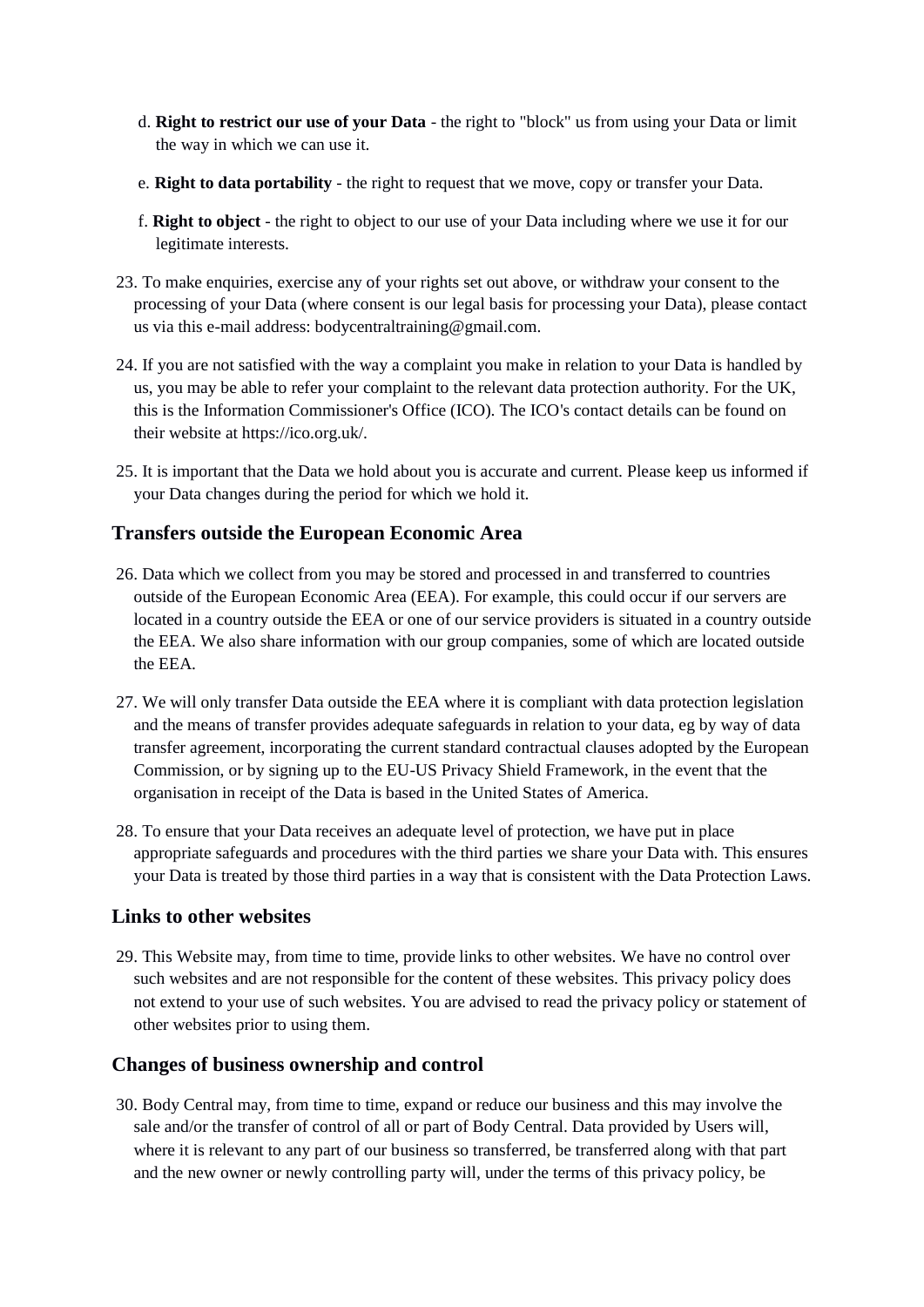d. **Right to restrict our use of your Data** - the right to "block" us from using your Data or limit the way in which we can use it.

e. **Right to data portability** - the right to request that we move, copy or transfer your Data.

f. **Right to object** - the right to object to our use of your Data including where we use it for our legitimate interests.

23. To make enquiries, exercise any of your rights set out above, or withdraw your consent to the processing of your Data (where consent is our legal basis for processing your Data), please contact us via this e-mail address: bodycentraltraining@gmail.com.

24. If you are not satisfied with the way a complaint you make in relation to your Data is handled by us, you may be able to refer your complaint to the relevant data protection authority. For the UK, this is the Information Commissioner's Office (ICO). The ICO's contact details can be found on their website at https://ico.org.uk/.

25. It is important that the Data we hold about you is accurate and current. Please keep us informed if your Data changes during the period for which we hold it.

## Transfers outside the European Economic Area

26. Data which we collect from you may be stored and processed in and transferred to countries outside of the European Economic Area (EEA). For example, this could occur if our servers are located in a country outside the EEA or one of our service providers is situated in a country outside the EEA. We also share information with our group companies, some of which are located outside the EEA.

27. We will only transfer Data outside the EEA where it is compliant with data protection legislation and the means of transfer provides adequate safeguards in relation to your data, eg by way of data transfer agreement, incorporating the current standard contractual clauses adopted by the European Commission, or by signing up to the EU-US Privacy Shield Framework, in the event that the organisation in receipt of the Data is based in the United States of America.

28. To ensure that your Data receives an adequate level of protection, we have put in place appropriate safeguards and procedures with the third parties we share your Data with. This ensures your Data is treated by those third parties in a way that is consistent with the Data Protection Laws.

## Links to other websites

29. This Website may, from time to time, provide links to other websites. We have no control over such websites and are not responsible for the content of these websites. This privacy policy does not extend to your use of such websites. You are advised to read the privacy policy or statement of other websites prior to using them.

## Changes of business ownership and control

30. Body Central may, from time to time, expand or reduce our business and this may involve the sale and/or the transfer of control of all or part of Body Central. Data provided by Users will, where it is relevant to any part of our business so transferred, be transferred along with that part and the new owner or newly controlling party will, under the terms of this privacy policy, be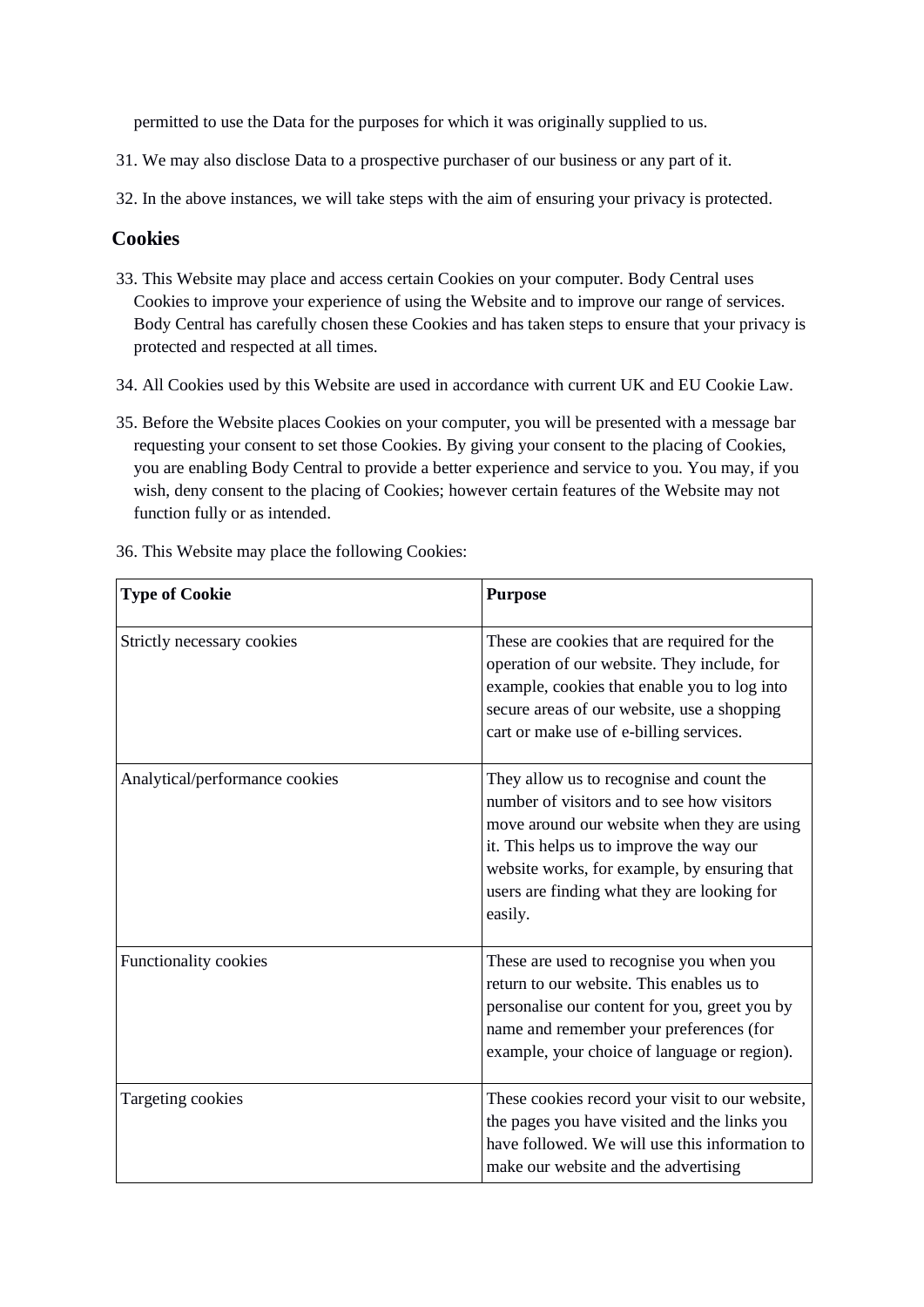permitted to use the Data for the purposes for which it was originally supplied to us.

31. We may also disclose Data to a prospective purchaser of our business or any part of it.

32. In the above instances, we will take steps with the aim of ensuring your privacy is protected.

## Cookies

33. This Website may place and access certain Cookies on your computer. Body Central uses Cookies to improve your experience of using the Website and to improve our range of services. Body Central has carefully chosen these Cookies and has taken steps to ensure that your privacy is protected and respected at all times.

34. All Cookies used by this Website are used in accordance with current UK and EU Cookie Law.

35. Before the Website places Cookies on your computer, you will be presented with a message bar requesting your consent to set those Cookies. By giving your consent to the placing of Cookies, you are enabling Body Central to provide a better experience and service to you. You may, if you wish, deny consent to the placing of Cookies; however certain features of the Website may not function fully or as intended.

36. This Website may place the following Cookies:

| Type of Cookie | Purpose |
| --- | --- |
| Strictly necessary cookies | These are cookies that are required for the operation of our website. They include, for example, cookies that enable you to log into secure areas of our website, use a shopping cart or make use of e-billing services. |
| Analytical/performance cookies | They allow us to recognise and count the number of visitors and to see how visitors move around our website when they are using it. This helps us to improve the way our website works, for example, by ensuring that users are finding what they are looking for easily. |
| Functionality cookies | These are used to recognise you when you return to our website. This enables us to personalise our content for you, greet you by name and remember your preferences (for example, your choice of language or region). |
| Targeting cookies | These cookies record your visit to our website, the pages you have visited and the links you have followed. We will use this information to make our website and the advertising |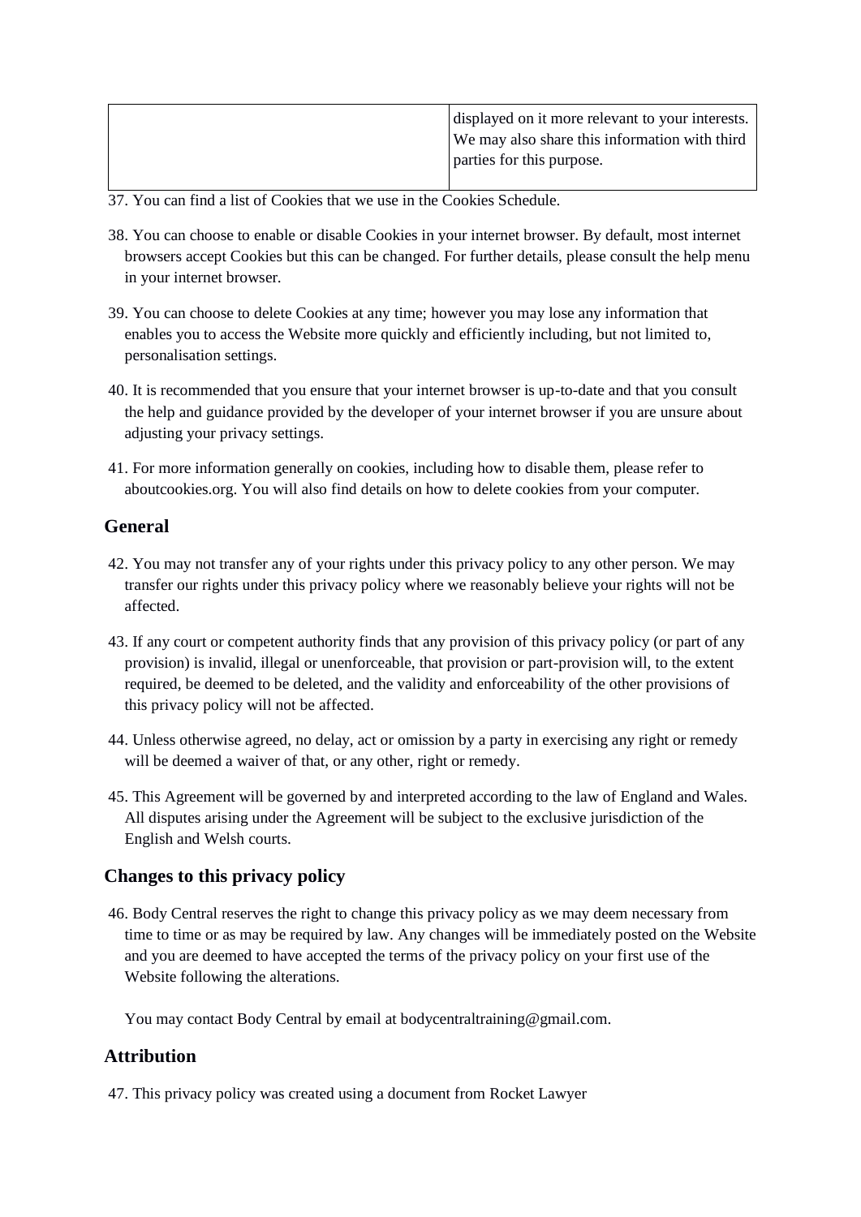| | |
|---|---|
| | displayed on it more relevant to your interests. We may also share this information with third parties for this purpose. |

37. You can find a list of Cookies that we use in the Cookies Schedule.

38. You can choose to enable or disable Cookies in your internet browser. By default, most internet browsers accept Cookies but this can be changed. For further details, please consult the help menu in your internet browser.

39. You can choose to delete Cookies at any time; however you may lose any information that enables you to access the Website more quickly and efficiently including, but not limited to, personalisation settings.

40. It is recommended that you ensure that your internet browser is up-to-date and that you consult the help and guidance provided by the developer of your internet browser if you are unsure about adjusting your privacy settings.

41. For more information generally on cookies, including how to disable them, please refer to aboutcookies.org. You will also find details on how to delete cookies from your computer.

## General

42. You may not transfer any of your rights under this privacy policy to any other person. We may transfer our rights under this privacy policy where we reasonably believe your rights will not be affected.

43. If any court or competent authority finds that any provision of this privacy policy (or part of any provision) is invalid, illegal or unenforceable, that provision or part-provision will, to the extent required, be deemed to be deleted, and the validity and enforceability of the other provisions of this privacy policy will not be affected.

44. Unless otherwise agreed, no delay, act or omission by a party in exercising any right or remedy will be deemed a waiver of that, or any other, right or remedy.

45. This Agreement will be governed by and interpreted according to the law of England and Wales. All disputes arising under the Agreement will be subject to the exclusive jurisdiction of the English and Welsh courts.

## Changes to this privacy policy

46. Body Central reserves the right to change this privacy policy as we may deem necessary from time to time or as may be required by law. Any changes will be immediately posted on the Website and you are deemed to have accepted the terms of the privacy policy on your first use of the Website following the alterations.

You may contact Body Central by email at bodycentraltraining@gmail.com.

## Attribution

47. This privacy policy was created using a document from Rocket Lawyer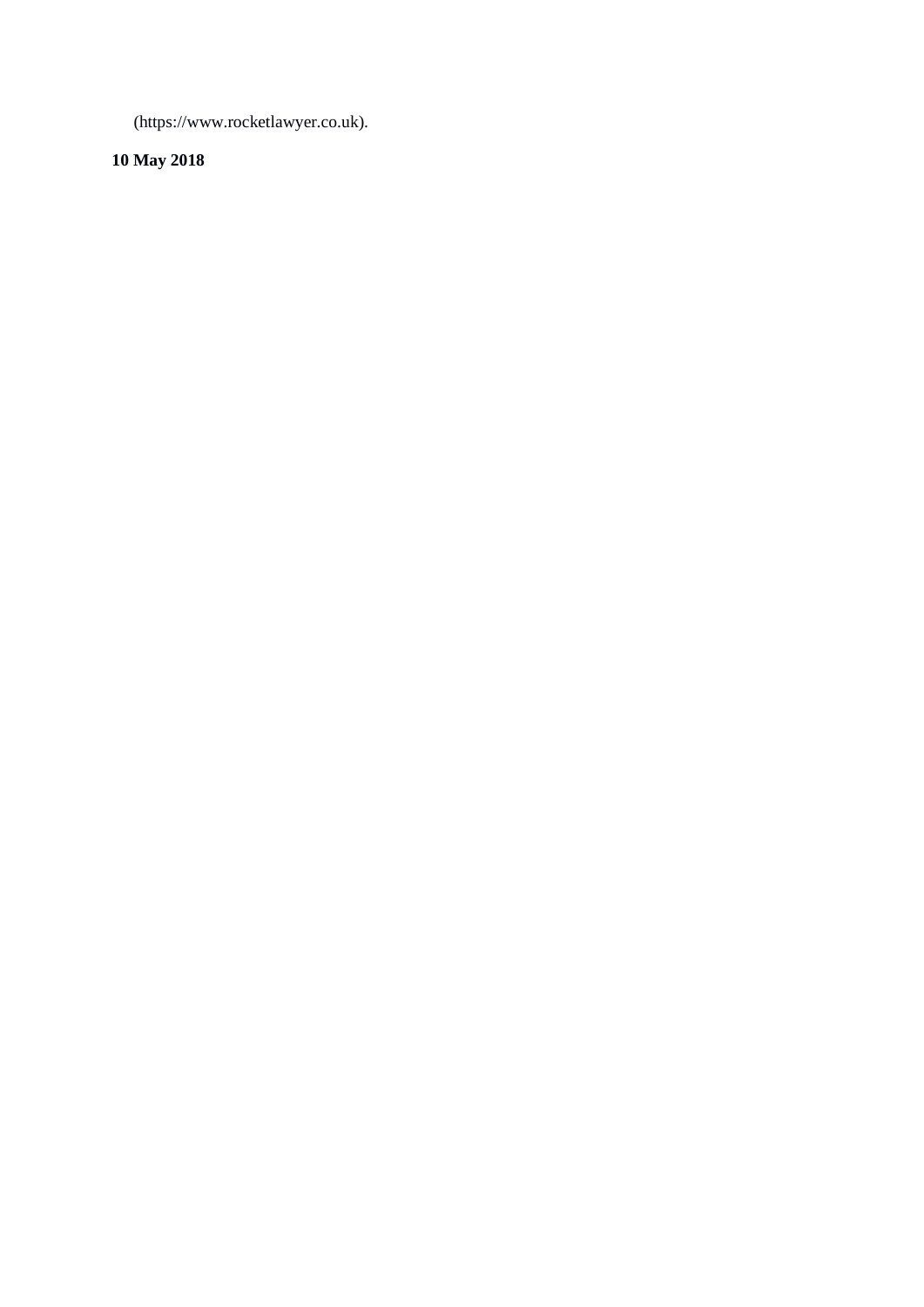(https://www.rocketlawyer.co.uk).

**10 May 2018**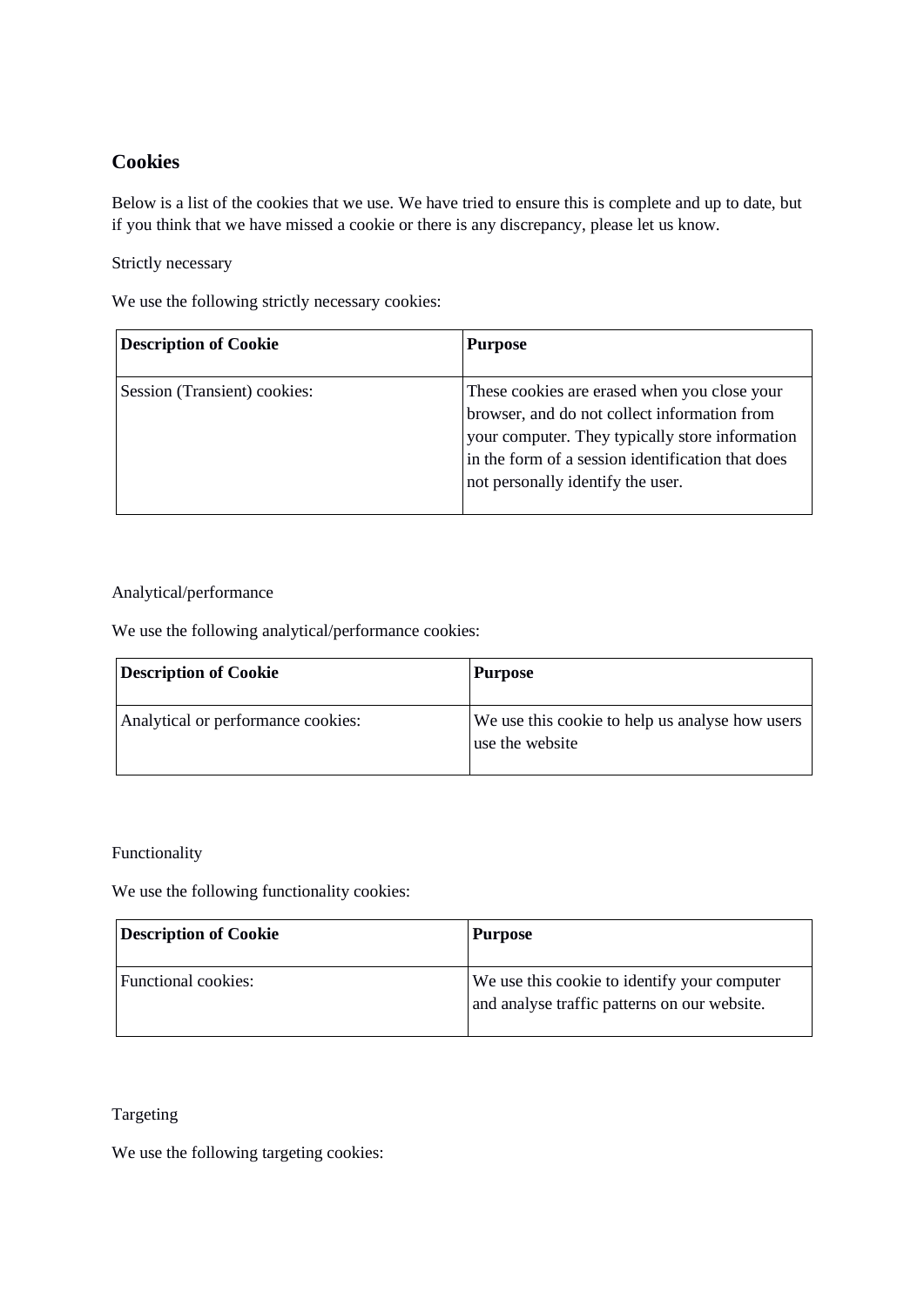## Cookies

Below is a list of the cookies that we use. We have tried to ensure this is complete and up to date, but if you think that we have missed a cookie or there is any discrepancy, please let us know.

Strictly necessary

We use the following strictly necessary cookies:

| **Description of Cookie** | **Purpose** |
| --- | --- |
| Session (Transient) cookies: | These cookies are erased when you close your browser, and do not collect information from your computer. They typically store information in the form of a session identification that does not personally identify the user. |

Analytical/performance

We use the following analytical/performance cookies:

| **Description of Cookie** | **Purpose** |
| --- | --- |
| Analytical or performance cookies: | We use this cookie to help us analyse how users use the website |

Functionality

We use the following functionality cookies:

| **Description of Cookie** | **Purpose** |
| --- | --- |
| Functional cookies: | We use this cookie to identify your computer and analyse traffic patterns on our website. |

Targeting

We use the following targeting cookies: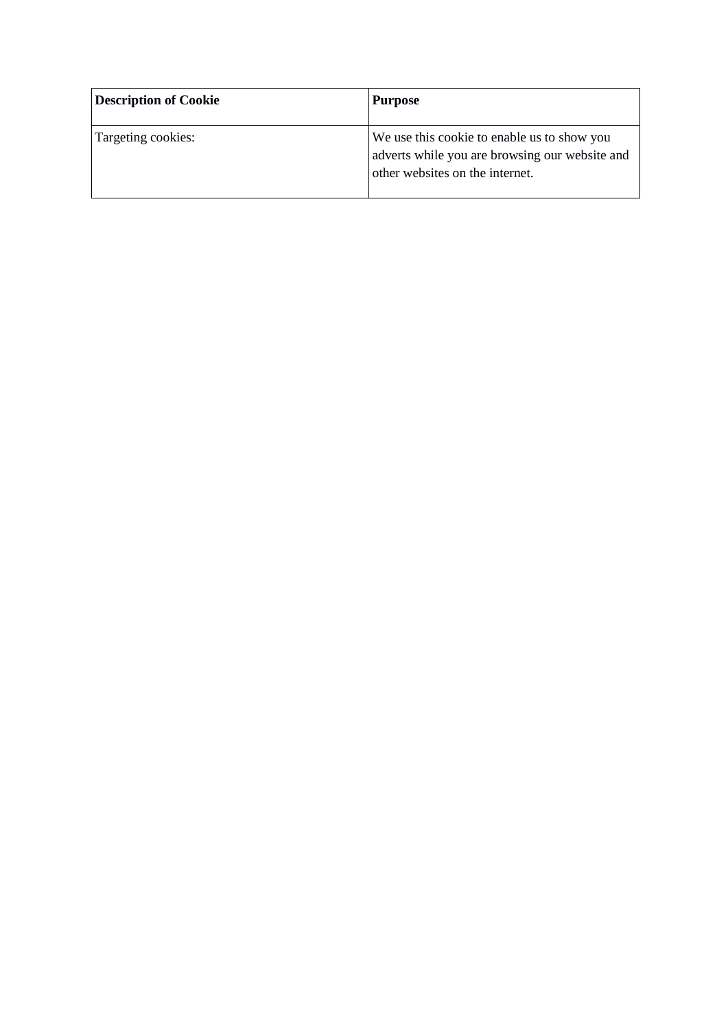| **Description of Cookie** | **Purpose** |
| --- | --- |
| Targeting cookies: | We use this cookie to enable us to show you adverts while you are browsing our website and other websites on the internet. |